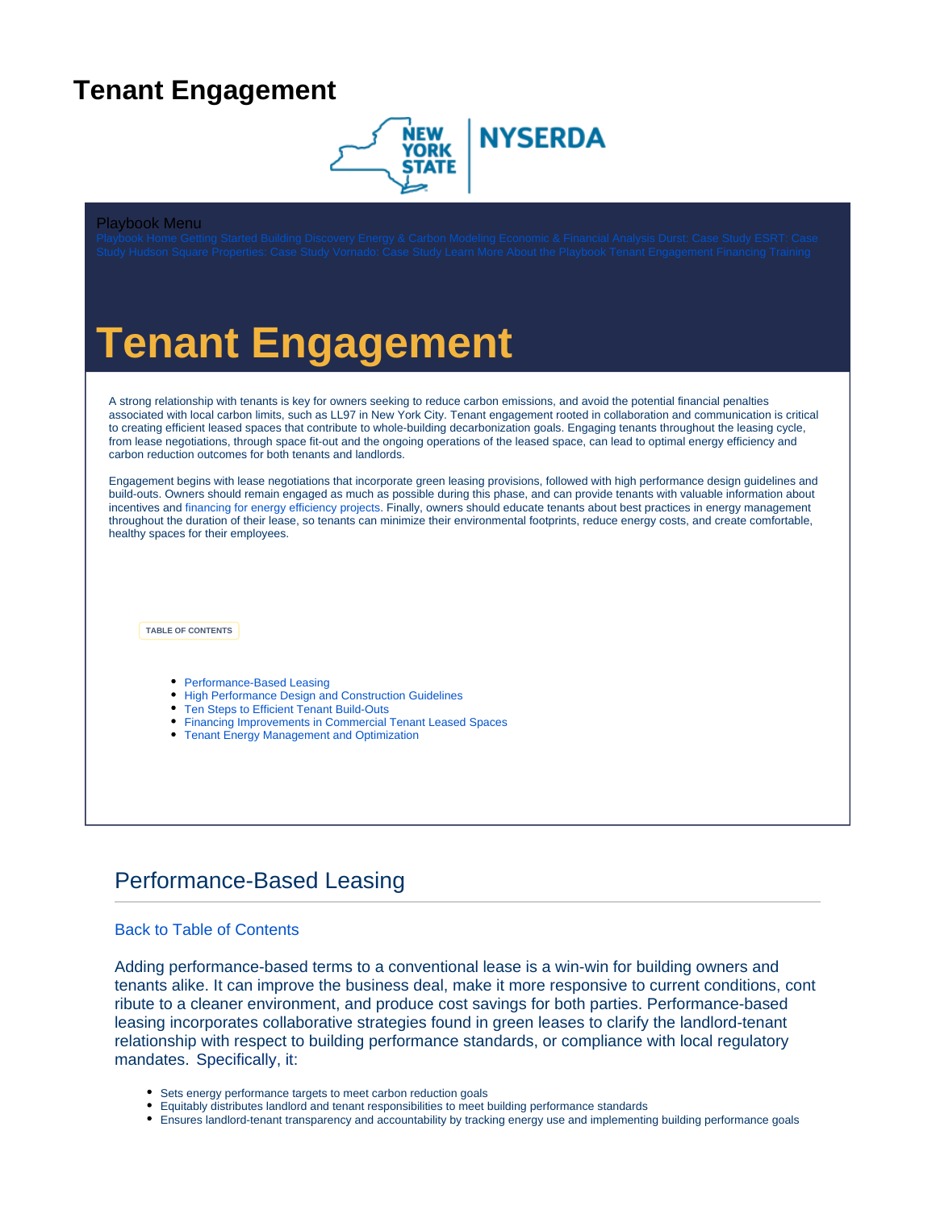# Tenant Engagement

Playbook Menu

Playbook Home Getting Started Building Discovery Energy & Carbon Modeling Economic & Financial Analysis Durst: Case Study ESRT: Case Study Hudson Square Properties: Case Study Vornado: Case Study Learn More About the Playbook Tenant Engagement Financing Training

# Tenant Engagement

A strong relationship with tenants is key for owners seeking to reduce carbon emissions, and avoid the potential financial penalties associated with local carbon limits, such as LL97 in New York City. Tenant engagement rooted in collaboration and communication is critical to creating efficient leased spaces that contribute to whole-building decarbonization goals. Engaging tenants throughout the leasing cycle, from lease negotiations, through space fit-out and the ongoing operations of the leased space, can lead to optimal energy efficiency and carbon reduction outcomes for both tenants and landlords.

Engagement begins with lease negotiations that incorporate green leasing provisions, followed with high performance design guidelines and build-outs. Owners should remain engaged as much as possible during this phase, and can provide tenants with valuable information about incentives and financing for energy efficiency projects. Finally, owners should educate tenants about best practices in energy management throughout the duration of their lease, so tenants can minimize their environmental footprints, reduce energy costs, and create comfortable, healthy spaces for their employees.

TABLE OF CONTENTS

- Performance-Based Leasing
- High Performance Design and Construction Guidelines
- Ten Steps to Efficient Tenant Build-Outs
- Financing Improvements in Commercial Tenant Leased Spaces
- Tenant Energy Management and Optimization

## Performance-Based Leasing

Back to Table of Contents

Adding performance-based terms to a conventional lease is a win-win for building owners and tenants alike. It can improve the business deal, make it more responsive to current conditions, contribute to a cleaner environment, and produce cost savings for both parties. Performance-based leasing incorporates collaborative strategies found in green leases to clarify the landlord-tenant relationship with respect to building performance standards, or compliance with local regulatory mandates. Specifically, it:

- Sets energy performance targets to meet carbon reduction goals
- Equitably distributes landlord and tenant responsibilities to meet building performance standards
- Ensures landlord-tenant transparency and accountability by tracking energy use and implementing building performance goals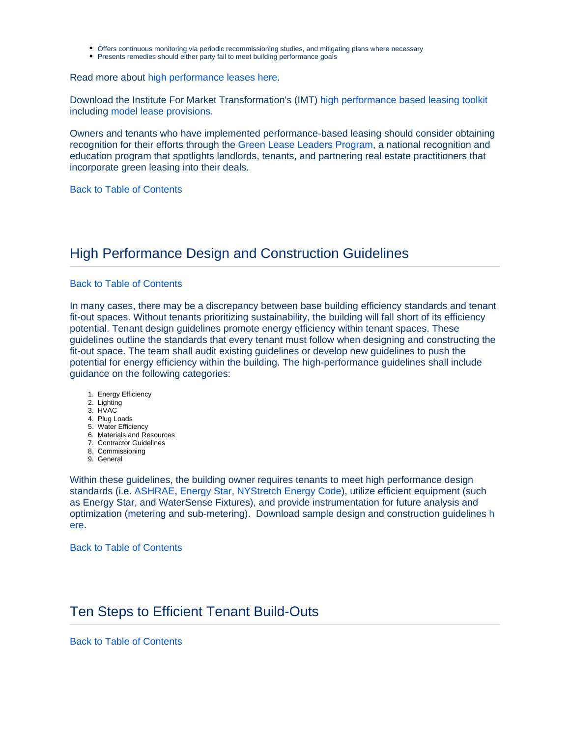- Offers continuous monitoring via periodic recommissioning studies, and mitigating plans where necessary
- Presents remedies should either party fail to meet building performance goals

Read more about high performance leases here.

Download the Institute For Market Transformation's (IMT) high performance based leasing toolkit including model lease provisions.

Owners and tenants who have implemented performance-based leasing should consider obtaining recognition for their efforts through the Green Lease Leaders Program, a national recognition and education program that spotlights landlords, tenants, and partnering real estate practitioners that incorporate green leasing into their deals.

Back to Table of Contents

## High Performance Design and Construction Guidelines

Back to Table of Contents

In many cases, there may be a discrepancy between base building efficiency standards and tenant fit-out spaces. Without tenants prioritizing sustainability, the building will fall short of its efficiency potential. Tenant design guidelines promote energy efficiency within tenant spaces. These guidelines outline the standards that every tenant must follow when designing and constructing the fit-out space. The team shall audit existing guidelines or develop new guidelines to push the potential for energy efficiency within the building. The high-performance guidelines shall include guidance on the following categories:

1. Energy Efficiency
2. Lighting
3. HVAC
4. Plug Loads
5. Water Efficiency
6. Materials and Resources
7. Contractor Guidelines
8. Commissioning
9. General

Within these guidelines, the building owner requires tenants to meet high performance design standards (i.e. ASHRAE, Energy Star, NYStretch Energy Code), utilize efficient equipment (such as Energy Star, and WaterSense Fixtures), and provide instrumentation for future analysis and optimization (metering and sub-metering). Download sample design and construction guidelines here.

Back to Table of Contents

## Ten Steps to Efficient Tenant Build-Outs

Back to Table of Contents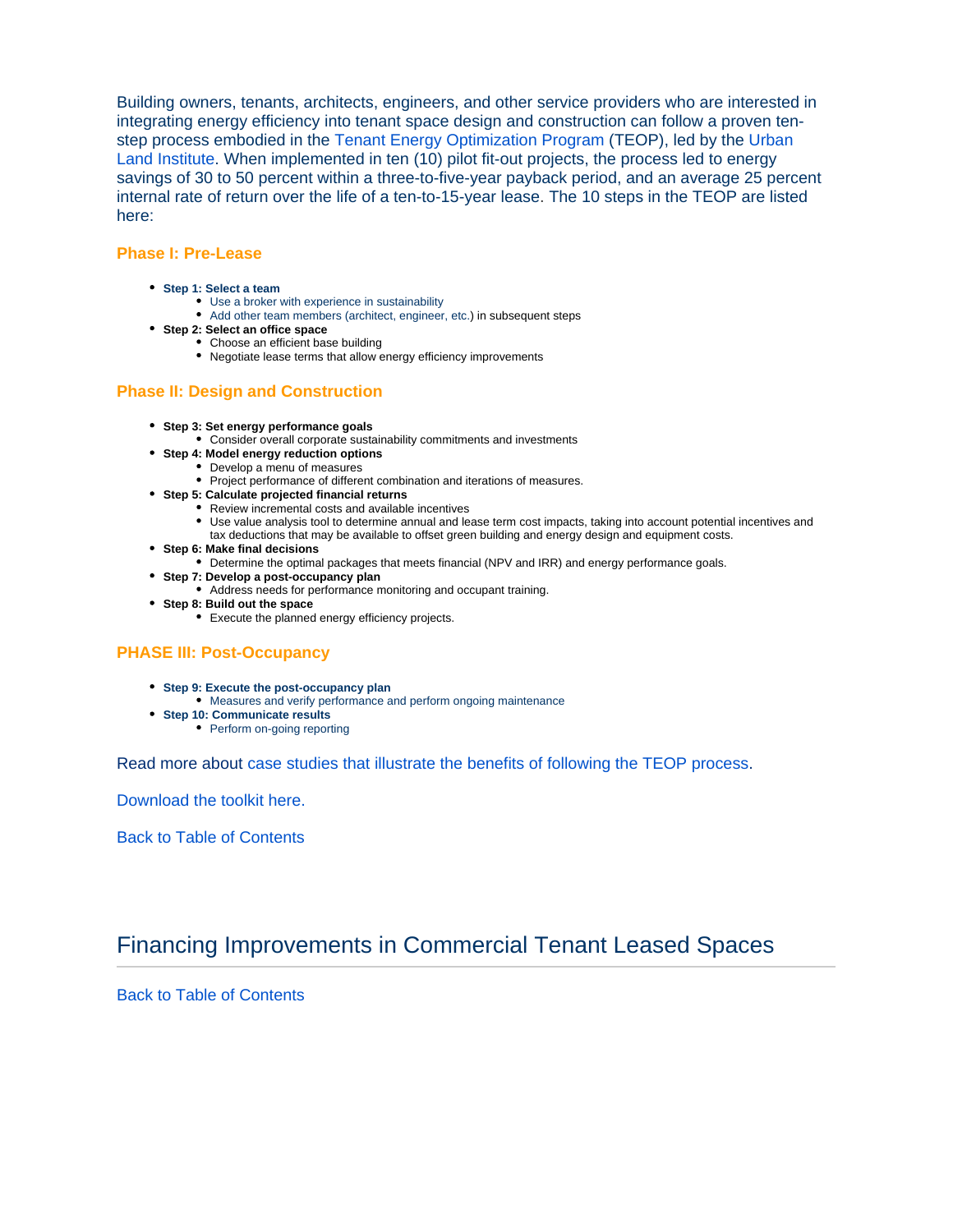Building owners, tenants, architects, engineers, and other service providers who are interested in integrating energy efficiency into tenant space design and construction can follow a proven ten-step process embodied in the Tenant Energy Optimization Program (TEOP), led by the Urban Land Institute. When implemented in ten (10) pilot fit-out projects, the process led to energy savings of 30 to 50 percent within a three-to-five-year payback period, and an average 25 percent internal rate of return over the life of a ten-to-15-year lease. The 10 steps in the TEOP are listed here:

### Phase I: Pre-Lease

- **Step 1: Select a team**
  - Use a broker with experience in sustainability
  - Add other team members (architect, engineer, etc.) in subsequent steps
- **Step 2: Select an office space**
  - Choose an efficient base building
  - Negotiate lease terms that allow energy efficiency improvements

### Phase II: Design and Construction

- **Step 3: Set energy performance goals**
  - Consider overall corporate sustainability commitments and investments
- **Step 4: Model energy reduction options**
  - Develop a menu of measures
  - Project performance of different combination and iterations of measures.
- **Step 5: Calculate projected financial returns**
  - Review incremental costs and available incentives
  - Use value analysis tool to determine annual and lease term cost impacts, taking into account potential incentives and tax deductions that may be available to offset green building and energy design and equipment costs.
- **Step 6: Make final decisions**
  - Determine the optimal packages that meets financial (NPV and IRR) and energy performance goals.
- **Step 7: Develop a post-occupancy plan**
  - Address needs for performance monitoring and occupant training.
- **Step 8: Build out the space**
  - Execute the planned energy efficiency projects.

### PHASE III: Post-Occupancy

- **Step 9: Execute the post-occupancy plan**
  - Measures and verify performance and perform ongoing maintenance
- **Step 10: Communicate results**
  - Perform on-going reporting

Read more about case studies that illustrate the benefits of following the TEOP process.

Download the toolkit here.

Back to Table of Contents

## Financing Improvements in Commercial Tenant Leased Spaces

Back to Table of Contents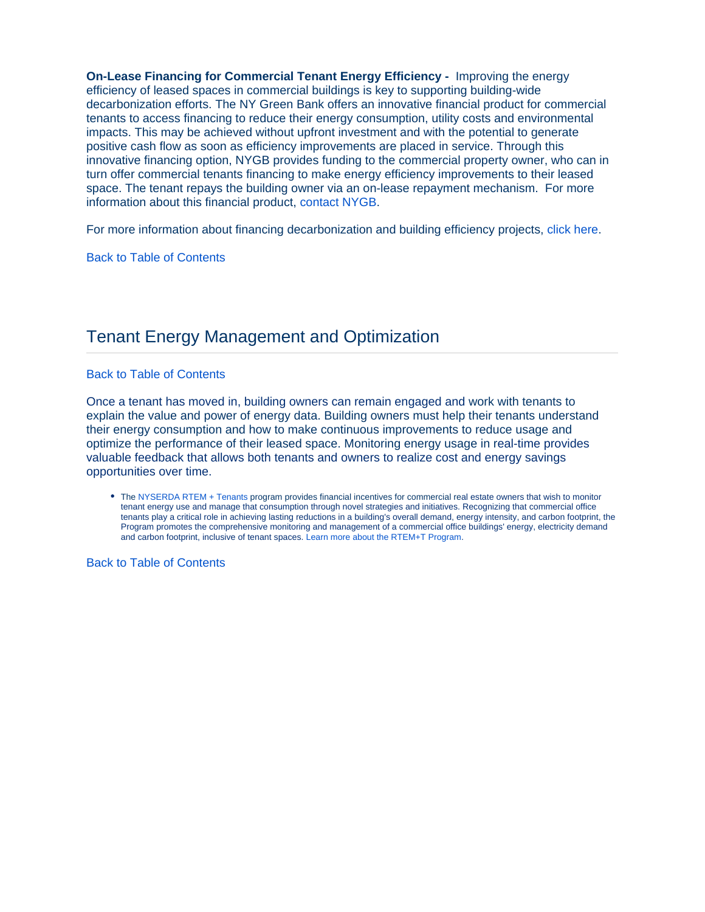**On-Lease Financing for Commercial Tenant Energy Efficiency -** Improving the energy efficiency of leased spaces in commercial buildings is key to supporting building-wide decarbonization efforts. The NY Green Bank offers an innovative financial product for commercial tenants to access financing to reduce their energy consumption, utility costs and environmental impacts. This may be achieved without upfront investment and with the potential to generate positive cash flow as soon as efficiency improvements are placed in service. Through this innovative financing option, NYGB provides funding to the commercial property owner, who can in turn offer commercial tenants financing to make energy efficiency improvements to their leased space. The tenant repays the building owner via an on-lease repayment mechanism. For more information about this financial product, contact NYGB.

For more information about financing decarbonization and building efficiency projects, click here.

Back to Table of Contents

## Tenant Energy Management and Optimization

Back to Table of Contents

Once a tenant has moved in, building owners can remain engaged and work with tenants to explain the value and power of energy data. Building owners must help their tenants understand their energy consumption and how to make continuous improvements to reduce usage and optimize the performance of their leased space. Monitoring energy usage in real-time provides valuable feedback that allows both tenants and owners to realize cost and energy savings opportunities over time.

- The NYSERDA RTEM + Tenants program provides financial incentives for commercial real estate owners that wish to monitor tenant energy use and manage that consumption through novel strategies and initiatives. Recognizing that commercial office tenants play a critical role in achieving lasting reductions in a building's overall demand, energy intensity, and carbon footprint, the Program promotes the comprehensive monitoring and management of a commercial office buildings' energy, electricity demand and carbon footprint, inclusive of tenant spaces. Learn more about the RTEM+T Program.

Back to Table of Contents